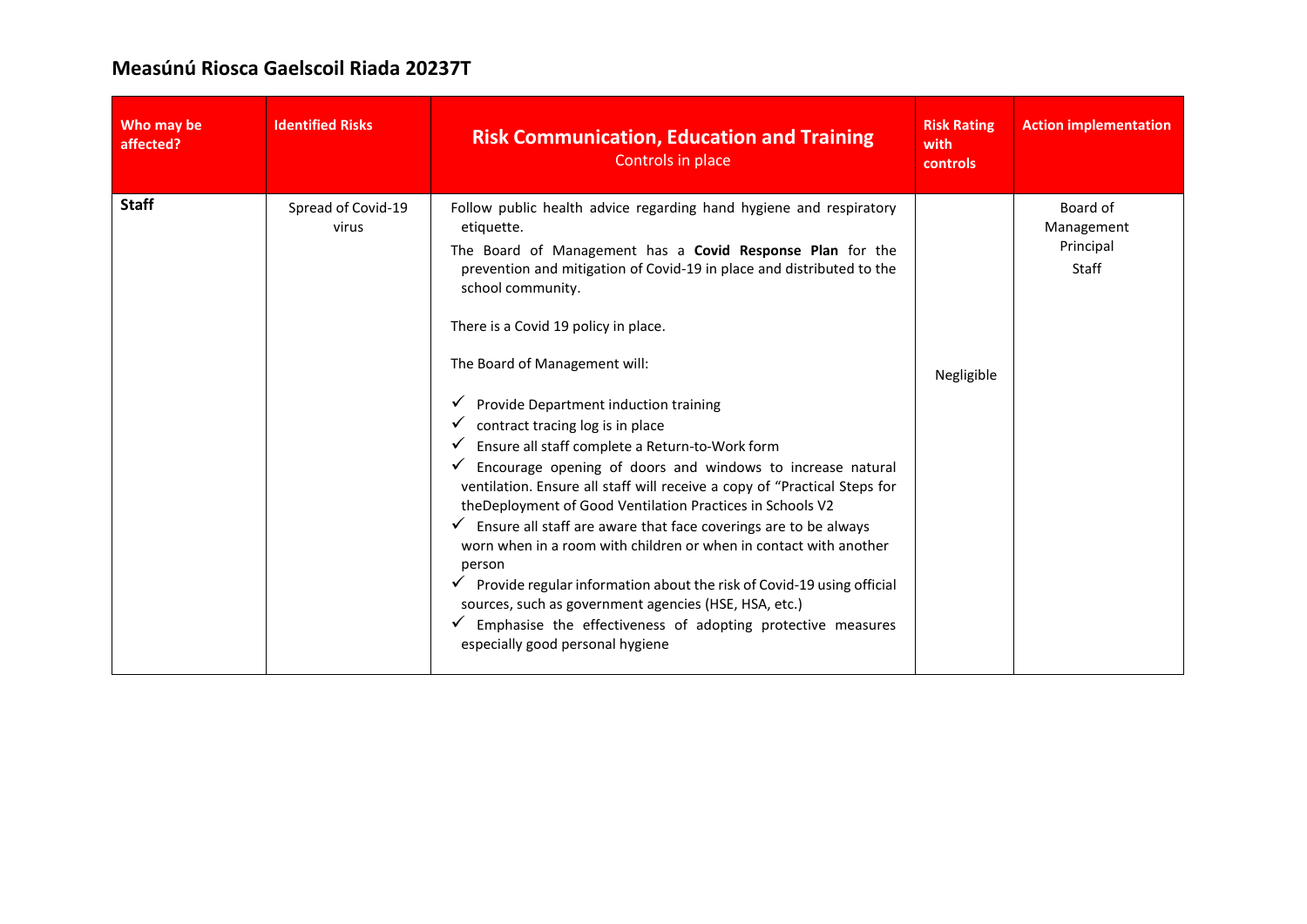# Measúnú Riosca Gaelscoil Riada 20237T

| Who may be affected? | Identified Risks | **Risk Communication, Education and Training** Controls in place | Risk Rating with controls | Action implementation |
| --- | --- | --- | --- | --- |
| **Staff** | Spread of Covid-19 virus | Follow public health advice regarding hand hygiene and respiratory etiquette.<br>The Board of Management has a **Covid Response Plan** for the prevention and mitigation of Covid-19 in place and distributed to the school community.<br><br>There is a Covid 19 policy in place.<br><br>The Board of Management will:<br><br>✓ Provide Department induction training<br>✓ contract tracing log is in place<br>✓ Ensure all staff complete a Return-to-Work form<br>✓ Encourage opening of doors and windows to increase natural ventilation. Ensure all staff will receive a copy of "Practical Steps for theDeployment of Good Ventilation Practices in Schools V2<br>✓ Ensure all staff are aware that face coverings are to be always worn when in a room with children or when in contact with another person<br>✓ Provide regular information about the risk of Covid-19 using official sources, such as government agencies (HSE, HSA, etc.)<br>✓ Emphasise the effectiveness of adopting protective measures especially good personal hygiene | Negligible | Board of Management<br>Principal<br>Staff |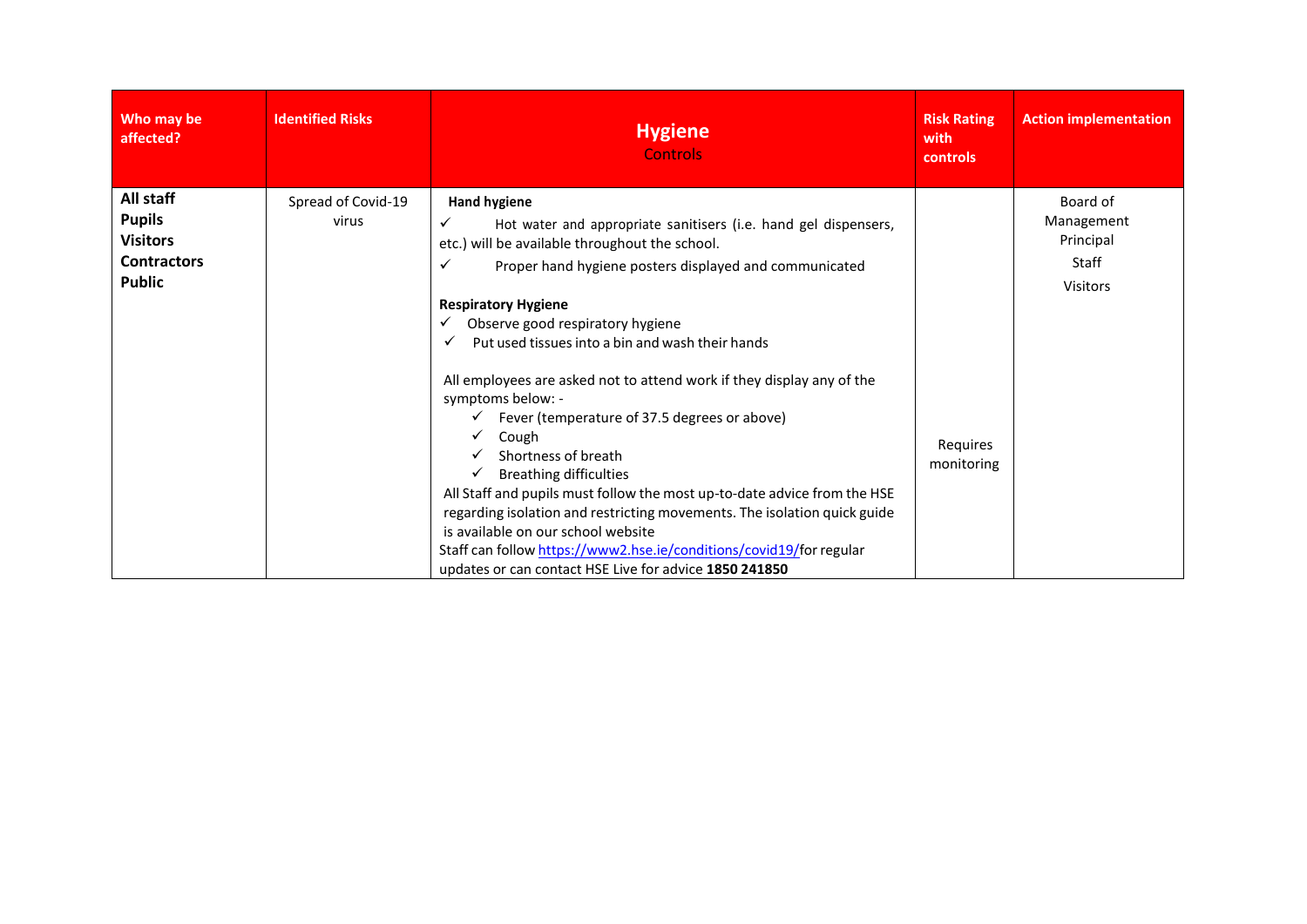| Who may be affected? | Identified Risks | **Hygiene**<br>Controls | Risk Rating with controls | Action implementation |
|---|---|---|---|---|
| **All staff**<br>**Pupils**<br>**Visitors**<br>**Contractors**<br>**Public** | Spread of Covid-19 virus | **Hand hygiene**<br>✓ Hot water and appropriate sanitisers (i.e. hand gel dispensers, etc.) will be available throughout the school.<br>✓ Proper hand hygiene posters displayed and communicated<br><br>**Respiratory Hygiene**<br>✓ Observe good respiratory hygiene<br>✓ Put used tissues into a bin and wash their hands<br><br>All employees are asked not to attend work if they display any of the symptoms below: -<br>✓ Fever (temperature of 37.5 degrees or above)<br>✓ Cough<br>✓ Shortness of breath<br>✓ Breathing difficulties<br>All Staff and pupils must follow the most up-to-date advice from the HSE regarding isolation and restricting movements. The isolation quick guide is available on our school website<br>Staff can follow https://www2.hse.ie/conditions/covid19/for regular updates or can contact HSE Live for advice **1850 241850** | Requires monitoring | Board of Management<br>Principal<br>Staff<br>Visitors |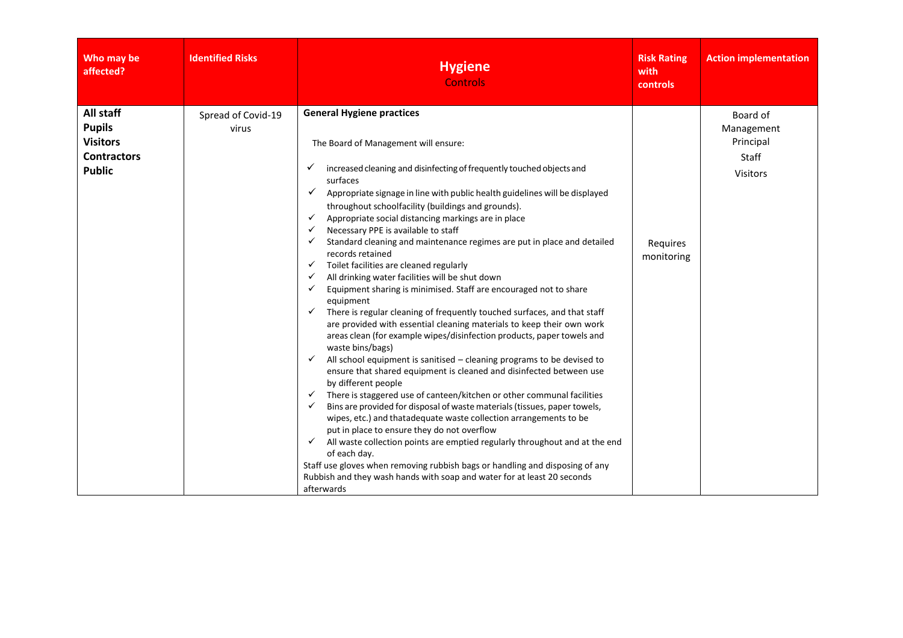| Who may be affected? | Identified Risks | **Hygiene** Controls | Risk Rating with controls | Action implementation |
|---|---|---|---|---|
| **All staff**<br>**Pupils**<br>**Visitors**<br>**Contractors**<br>**Public** | Spread of Covid-19 virus | **General Hygiene practices**<br><br>The Board of Management will ensure:<br><br>✓ increased cleaning and disinfecting of frequently touched objects and surfaces<br>✓ Appropriate signage in line with public health guidelines will be displayed throughout schoolfacility (buildings and grounds).<br>✓ Appropriate social distancing markings are in place<br>✓ Necessary PPE is available to staff<br>✓ Standard cleaning and maintenance regimes are put in place and detailed records retained<br>✓ Toilet facilities are cleaned regularly<br>✓ All drinking water facilities will be shut down<br>✓ Equipment sharing is minimised. Staff are encouraged not to share equipment<br>✓ There is regular cleaning of frequently touched surfaces, and that staff are provided with essential cleaning materials to keep their own work areas clean (for example wipes/disinfection products, paper towels and waste bins/bags)<br>✓ All school equipment is sanitised – cleaning programs to be devised to ensure that shared equipment is cleaned and disinfected between use by different people<br>✓ There is staggered use of canteen/kitchen or other communal facilities<br>✓ Bins are provided for disposal of waste materials (tissues, paper towels, wipes, etc.) and thatadequate waste collection arrangements to be put in place to ensure they do not overflow<br>✓ All waste collection points are emptied regularly throughout and at the end of each day.<br>Staff use gloves when removing rubbish bags or handling and disposing of any Rubbish and they wash hands with soap and water for at least 20 seconds afterwards | Requires monitoring | Board of Management<br>Principal<br>Staff<br>Visitors |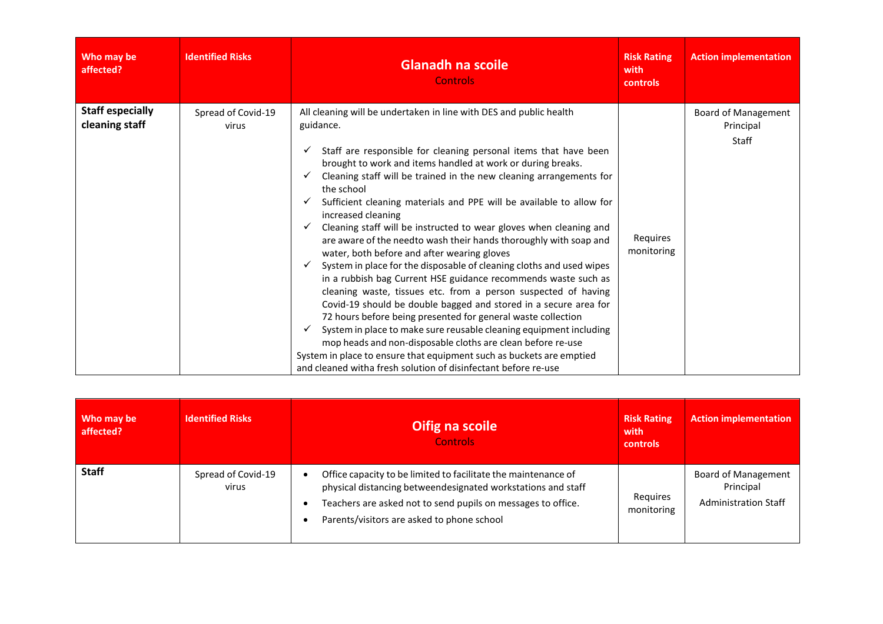| Who may be affected? | Identified Risks | **Glanadh na scoile**<br>Controls | Risk Rating with controls | Action implementation |
|---|---|---|---|---|
| **Staff especially cleaning staff** | Spread of Covid-19 virus | All cleaning will be undertaken in line with DES and public health guidance.<br>✓ Staff are responsible for cleaning personal items that have been brought to work and items handled at work or during breaks.<br>✓ Cleaning staff will be trained in the new cleaning arrangements for the school<br>✓ Sufficient cleaning materials and PPE will be available to allow for increased cleaning<br>✓ Cleaning staff will be instructed to wear gloves when cleaning and are aware of the needto wash their hands thoroughly with soap and water, both before and after wearing gloves<br>✓ System in place for the disposable of cleaning cloths and used wipes in a rubbish bag Current HSE guidance recommends waste such as cleaning waste, tissues etc. from a person suspected of having Covid-19 should be double bagged and stored in a secure area for 72 hours before being presented for general waste collection<br>✓ System in place to make sure reusable cleaning equipment including mop heads and non-disposable cloths are clean before re-use<br>System in place to ensure that equipment such as buckets are emptied and cleaned witha fresh solution of disinfectant before re-use | Requires monitoring | Board of Management<br>Principal<br>Staff |

| Who may be affected? | Identified Risks | **Oifig na scoile**<br>Controls | Risk Rating with controls | Action implementation |
|---|---|---|---|---|
| **Staff** | Spread of Covid-19 virus | • Office capacity to be limited to facilitate the maintenance of physical distancing betweendesignated workstations and staff<br>• Teachers are asked not to send pupils on messages to office.<br>• Parents/visitors are asked to phone school | Requires monitoring | Board of Management<br>Principal<br>Administration Staff |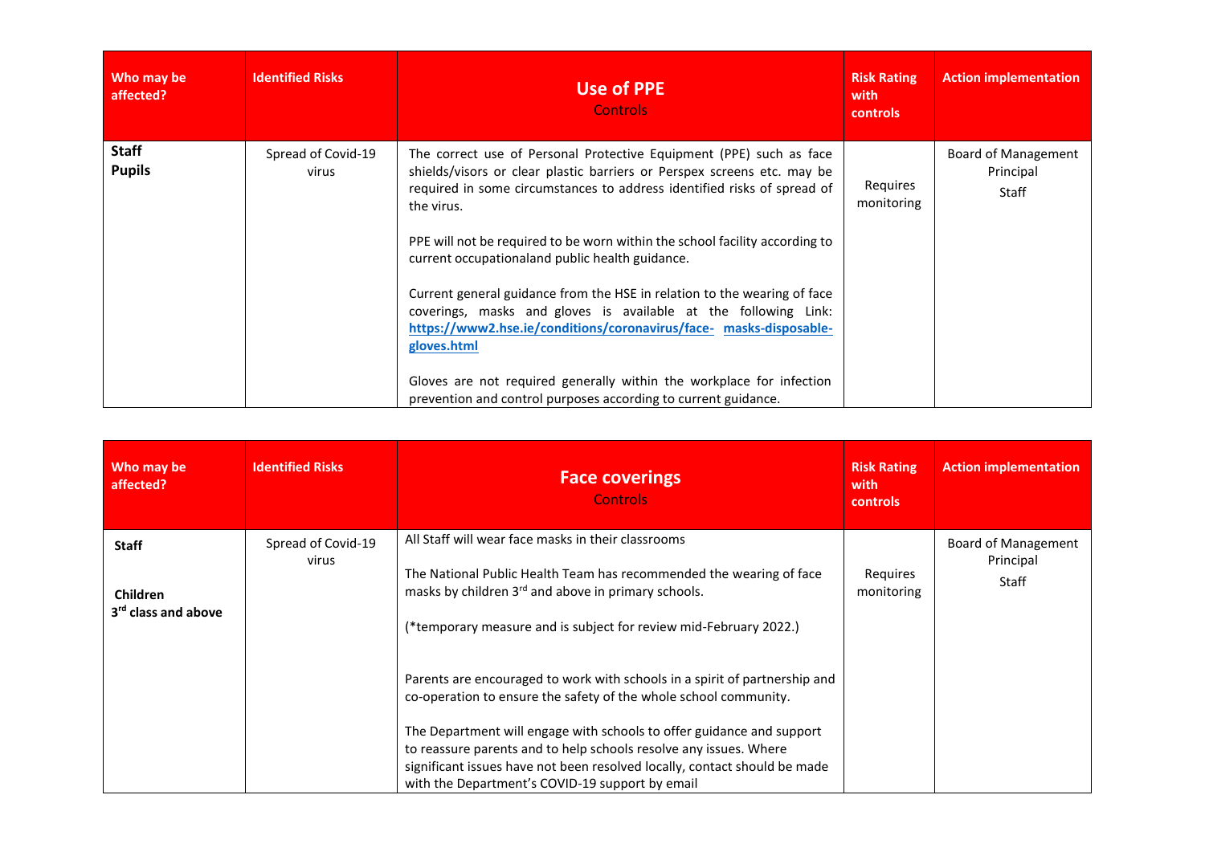| Who may be affected? | Identified Risks | **Use of PPE** Controls | Risk Rating with controls | Action implementation |
|---|---|---|---|---|
| **Staff** **Pupils** | Spread of Covid-19 virus | The correct use of Personal Protective Equipment (PPE) such as face shields/visors or clear plastic barriers or Perspex screens etc. may be required in some circumstances to address identified risks of spread of the virus.<br><br>PPE will not be required to be worn within the school facility according to current occupationaland public health guidance.<br><br>Current general guidance from the HSE in relation to the wearing of face coverings, masks and gloves is available at the following Link: **https://www2.hse.ie/conditions/coronavirus/face- masks-disposable-gloves.html**<br><br>Gloves are not required generally within the workplace for infection prevention and control purposes according to current guidance. | Requires monitoring | Board of Management Principal Staff |

| Who may be affected? | Identified Risks | **Face coverings** Controls | Risk Rating with controls | Action implementation |
|---|---|---|---|---|
| **Staff**<br><br>**Children 3rd class and above** | Spread of Covid-19 virus | All Staff will wear face masks in their classrooms<br><br>The National Public Health Team has recommended the wearing of face masks by children 3rd and above in primary schools.<br><br>(*temporary measure and is subject for review mid-February 2022.)<br><br>Parents are encouraged to work with schools in a spirit of partnership and co-operation to ensure the safety of the whole school community.<br><br>The Department will engage with schools to offer guidance and support to reassure parents and to help schools resolve any issues. Where significant issues have not been resolved locally, contact should be made with the Department's COVID-19 support by email | Requires monitoring | Board of Management Principal Staff |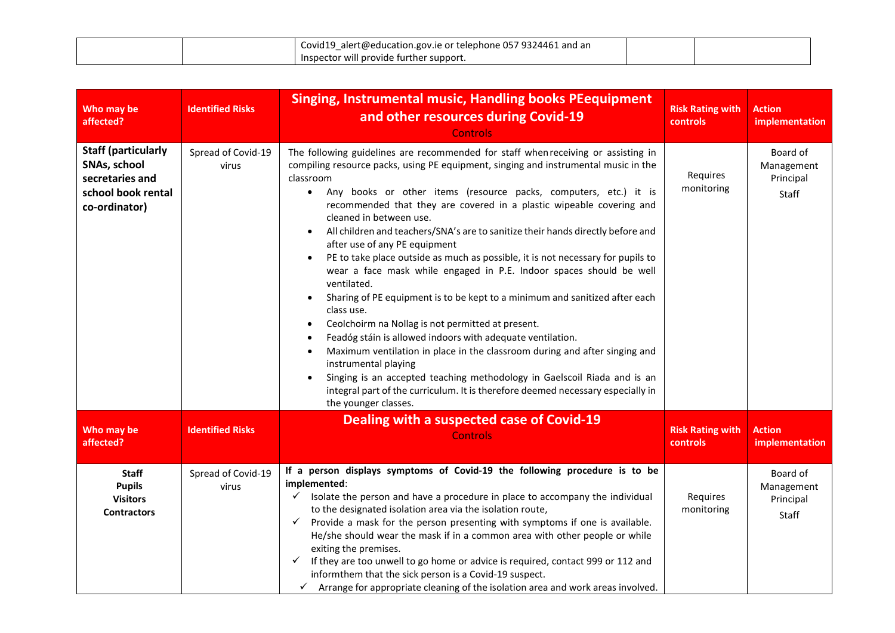| | | Covid19_alert@education.gov.ie or telephone 057 9324461 and an Inspector will provide further support. | | |
|---|---|---|---|---|

| Who may be affected? | Identified Risks | **Singing, Instrumental music, Handling books PEequipment and other resources during Covid-19** Controls | Risk Rating with controls | Action implementation |
|---|---|---|---|---|
| **Staff (particularly SNAs, school secretaries and school book rental co-ordinator)** | Spread of Covid-19 virus | The following guidelines are recommended for staff whenreceiving or assisting in compiling resource packs, using PE equipment, singing and instrumental music in the classroom<br>• Any books or other items (resource packs, computers, etc.) it is recommended that they are covered in a plastic wipeable covering and cleaned in between use.<br>• All children and teachers/SNA's are to sanitize their hands directly before and after use of any PE equipment<br>• PE to take place outside as much as possible, it is not necessary for pupils to wear a face mask while engaged in P.E. Indoor spaces should be well ventilated.<br>• Sharing of PE equipment is to be kept to a minimum and sanitized after each class use.<br>• Ceolchoirm na Nollag is not permitted at present.<br>• Feadóg stáin is allowed indoors with adequate ventilation.<br>• Maximum ventilation in place in the classroom during and after singing and instrumental playing<br>• Singing is an accepted teaching methodology in Gaelscoil Riada and is an integral part of the curriculum. It is therefore deemed necessary especially in the younger classes. | Requires monitoring | Board of Management<br>Principal<br>Staff |
| **Who may be affected?** | **Identified Risks** | **Dealing with a suspected case of Covid-19** Controls | **Risk Rating with controls** | **Action implementation** |
| **Staff**<br>**Pupils**<br>**Visitors**<br>**Contractors** | Spread of Covid-19 virus | **If a person displays symptoms of Covid-19 the following procedure is to be implemented**:<br>✓ Isolate the person and have a procedure in place to accompany the individual to the designated isolation area via the isolation route,<br>✓ Provide a mask for the person presenting with symptoms if one is available. He/she should wear the mask if in a common area with other people or while exiting the premises.<br>✓ If they are too unwell to go home or advice is required, contact 999 or 112 and informthem that the sick person is a Covid-19 suspect.<br>✓ Arrange for appropriate cleaning of the isolation area and work areas involved. | Requires monitoring | Board of Management<br>Principal<br>Staff |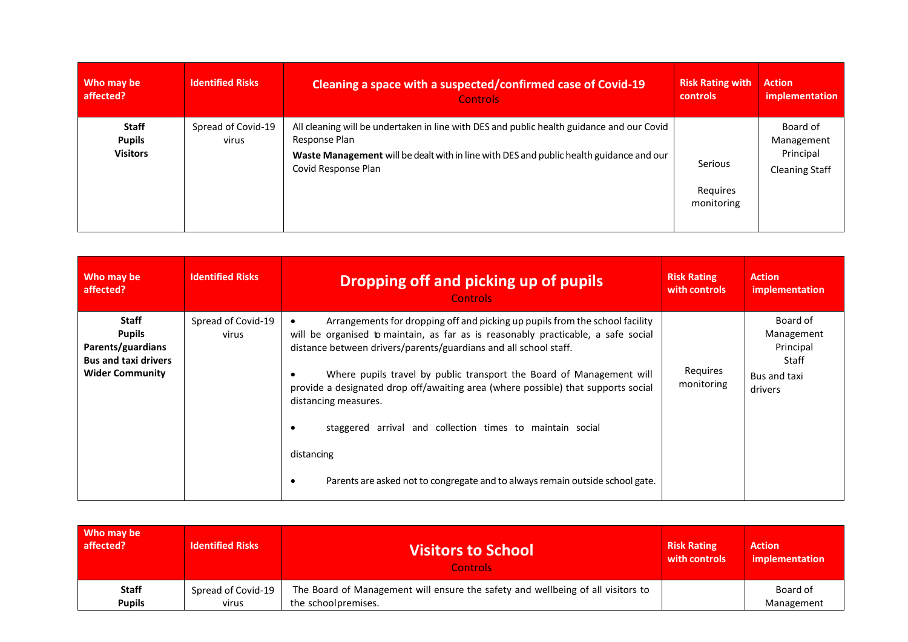| Who may be affected? | Identified Risks | **Cleaning a space with a suspected/confirmed case of Covid-19**<br>Controls | Risk Rating with controls | Action implementation |
|---|---|---|---|---|
| **Staff**<br>**Pupils**<br>**Visitors** | Spread of Covid-19 virus | All cleaning will be undertaken in line with DES and public health guidance and our Covid Response Plan<br>**Waste Management** will be dealt with in line with DES and public health guidance and our Covid Response Plan | Serious<br><br>Requires monitoring | Board of Management<br>Principal<br>Cleaning Staff |

| Who may be affected? | Identified Risks | **Dropping off and picking up of pupils**<br>Controls | Risk Rating with controls | Action implementation |
|---|---|---|---|---|
| **Staff**<br>**Pupils**<br>**Parents/guardians**<br>**Bus and taxi drivers**<br>**Wider Community** | Spread of Covid-19 virus | • Arrangements for dropping off and picking up pupils from the school facility will be organised to maintain, as far as is reasonably practicable, a safe social distance between drivers/parents/guardians and all school staff.<br><br>• Where pupils travel by public transport the Board of Management will provide a designated drop off/awaiting area (where possible) that supports social distancing measures.<br><br>• staggered arrival and collection times to maintain social distancing<br><br>• Parents are asked not to congregate and to always remain outside school gate. | Requires monitoring | Board of Management<br>Principal<br>Staff<br>Bus and taxi drivers |

| Who may be affected? | Identified Risks | **Visitors to School**<br>Controls | Risk Rating with controls | Action implementation |
|---|---|---|---|---|
| **Staff**<br>**Pupils** | Spread of Covid-19 virus | The Board of Management will ensure the safety and wellbeing of all visitors to the school premises. | | Board of Management |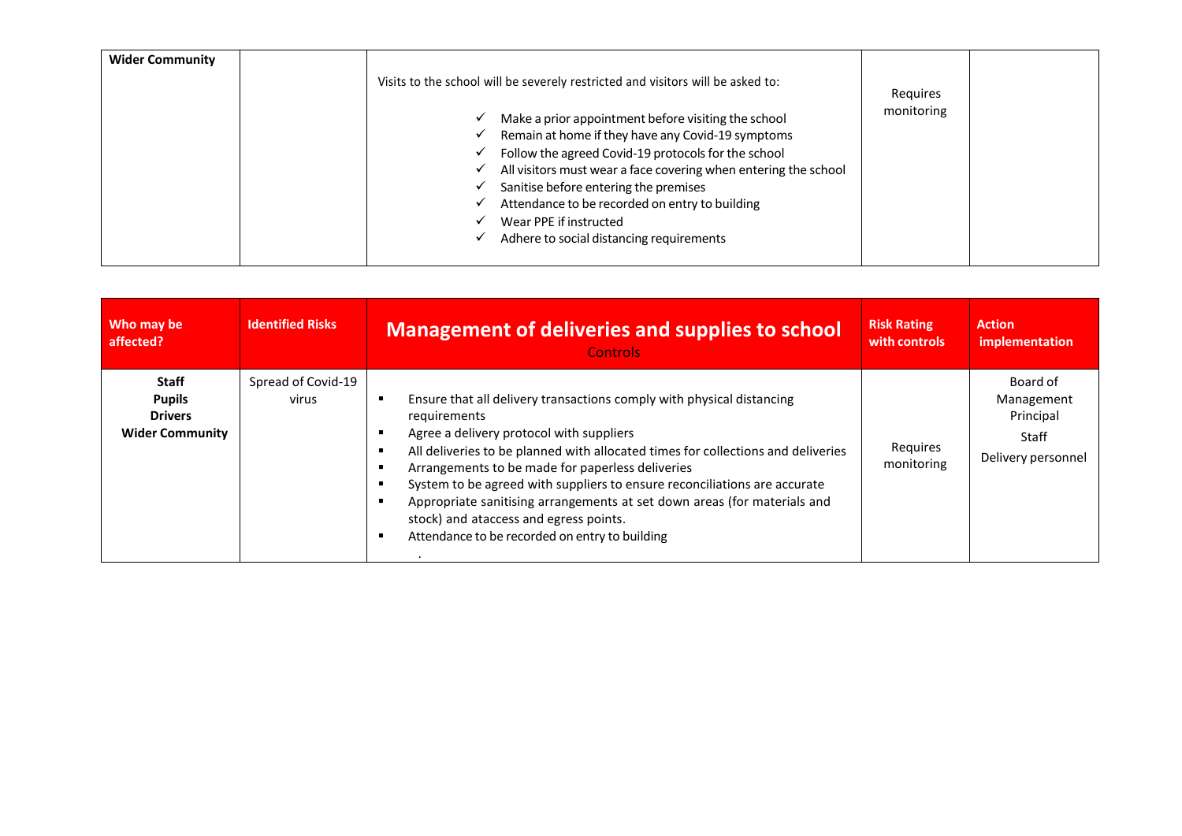| | | | | |
|---|---|---|---|---|
| **Wider Community** | | Visits to the school will be severely restricted and visitors will be asked to:<br><br>✓ Make a prior appointment before visiting the school<br>✓ Remain at home if they have any Covid-19 symptoms<br>✓ Follow the agreed Covid-19 protocols for the school<br>✓ All visitors must wear a face covering when entering the school<br>✓ Sanitise before entering the premises<br>✓ Attendance to be recorded on entry to building<br>✓ Wear PPE if instructed<br>✓ Adhere to social distancing requirements | Requires monitoring | |

| Who may be affected? | Identified Risks | **Management of deliveries and supplies to school**<br>Controls | Risk Rating with controls | Action implementation |
|---|---|---|---|---|
| **Staff**<br>**Pupils**<br>**Drivers**<br>**Wider Community** | Spread of Covid-19 virus | ▪ Ensure that all delivery transactions comply with physical distancing requirements<br>▪ Agree a delivery protocol with suppliers<br>▪ All deliveries to be planned with allocated times for collections and deliveries<br>▪ Arrangements to be made for paperless deliveries<br>▪ System to be agreed with suppliers to ensure reconciliations are accurate<br>▪ Appropriate sanitising arrangements at set down areas (for materials and stock) and ataccess and egress points.<br>▪ Attendance to be recorded on entry to building<br>. | Requires monitoring | Board of Management<br>Principal<br>Staff<br>Delivery personnel |